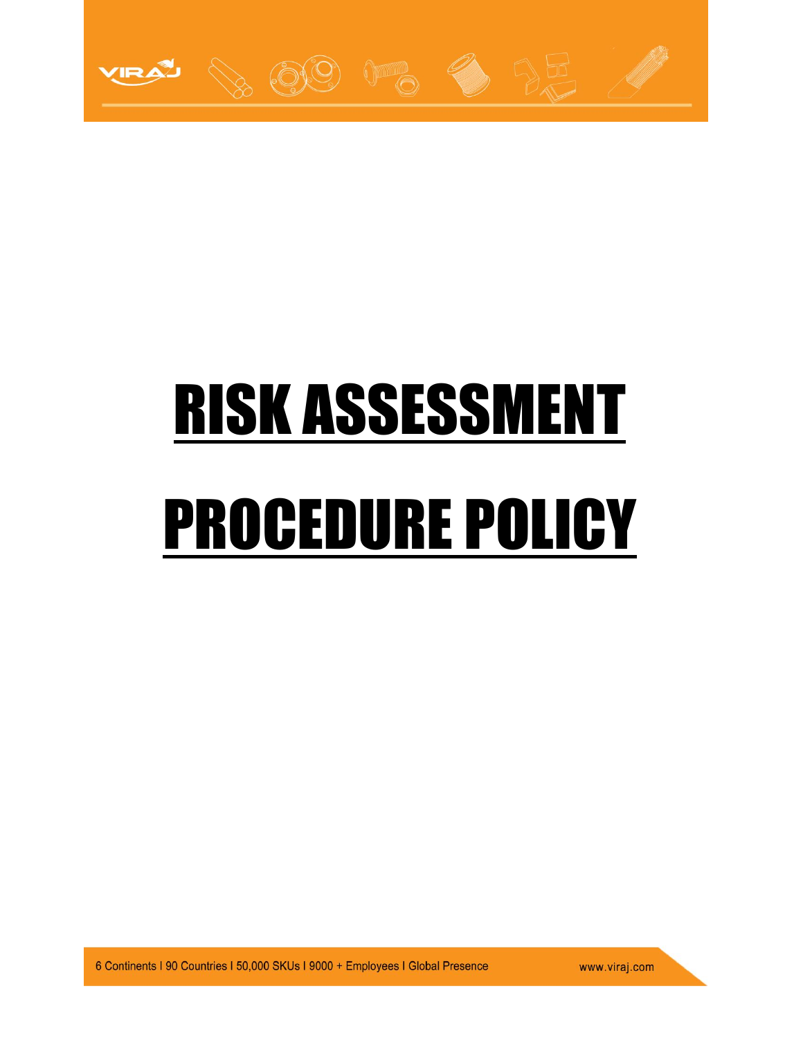# RISK ASSESSMENT PROCEDURE POLICY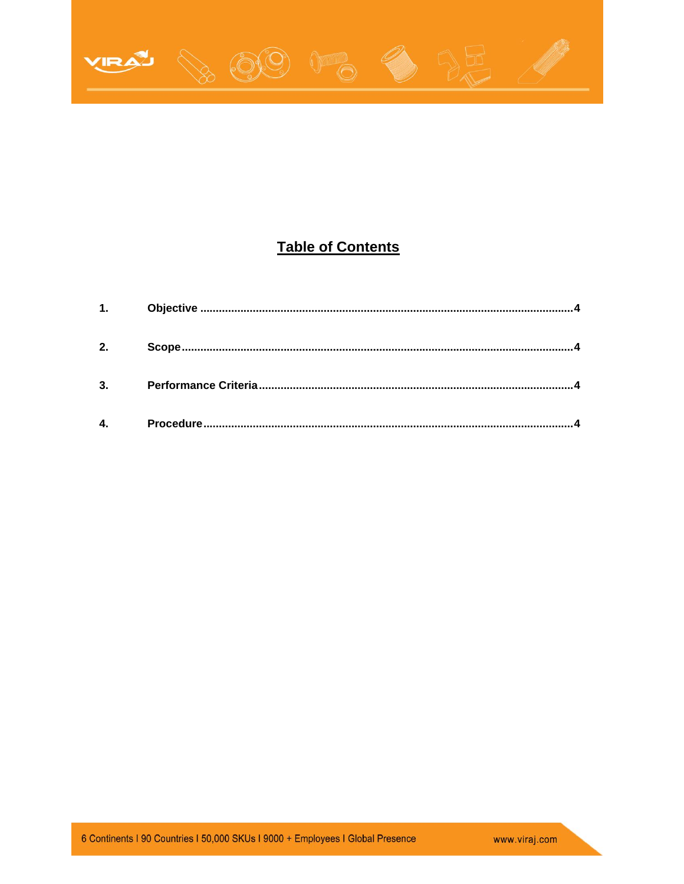# Table of Contents

1. **Objective** ........................................................................................................................4

2. **Scope** ................................................................................................................................4

3. **Performance Criteria** ......................................................................................................4

4. **Procedure** ........................................................................................................................4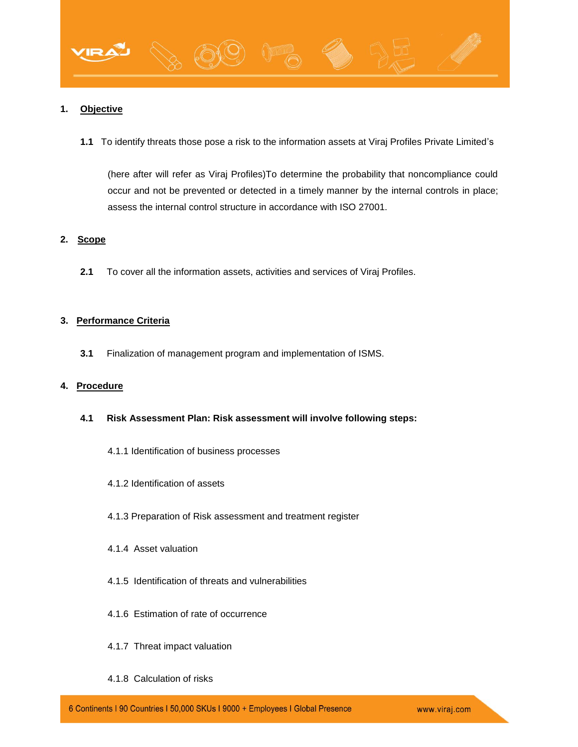## 1. Objective

**1.1** To identify threats those pose a risk to the information assets at Viraj Profiles Private Limited's

(here after will refer as Viraj Profiles)To determine the probability that noncompliance could occur and not be prevented or detected in a timely manner by the internal controls in place; assess the internal control structure in accordance with ISO 27001.

## 2. Scope

**2.1** To cover all the information assets, activities and services of Viraj Profiles.

## 3. Performance Criteria

**3.1** Finalization of management program and implementation of ISMS.

## 4. Procedure

**4.1 Risk Assessment Plan: Risk assessment will involve following steps:**

4.1.1 Identification of business processes

4.1.2 Identification of assets

4.1.3 Preparation of Risk assessment and treatment register

4.1.4 Asset valuation

4.1.5 Identification of threats and vulnerabilities

4.1.6 Estimation of rate of occurrence

4.1.7 Threat impact valuation

4.1.8 Calculation of risks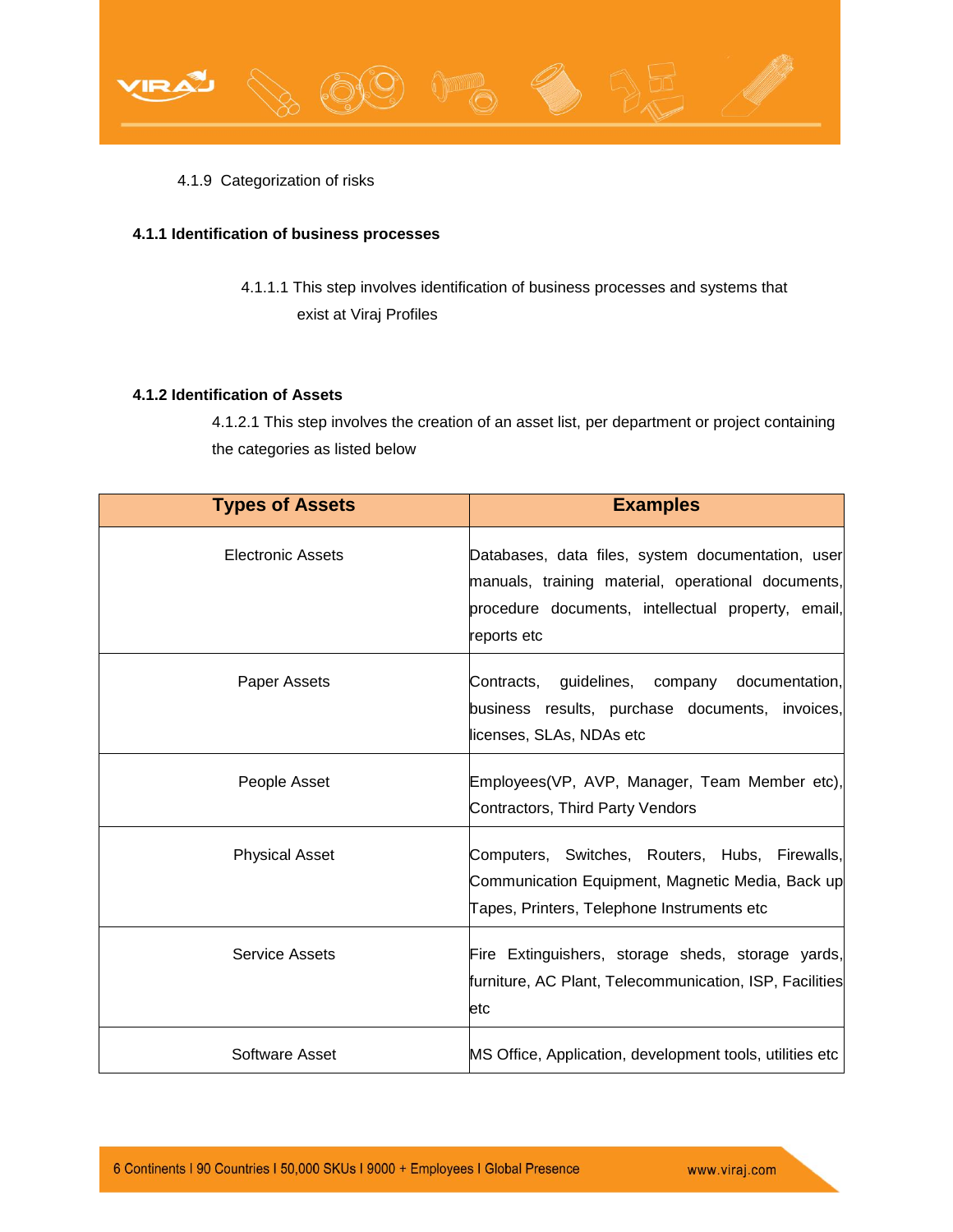4.1.9 Categorization of risks

### 4.1.1 Identification of business processes

4.1.1.1 This step involves identification of business processes and systems that exist at Viraj Profiles

### 4.1.2 Identification of Assets

4.1.2.1 This step involves the creation of an asset list, per department or project containing the categories as listed below

| Types of Assets | Examples |
|---|---|
| Electronic Assets | Databases, data files, system documentation, user manuals, training material, operational documents, procedure documents, intellectual property, email, reports etc |
| Paper Assets | Contracts, guidelines, company documentation, business results, purchase documents, invoices, licenses, SLAs, NDAs etc |
| People Asset | Employees(VP, AVP, Manager, Team Member etc), Contractors, Third Party Vendors |
| Physical Asset | Computers, Switches, Routers, Hubs, Firewalls, Communication Equipment, Magnetic Media, Back up Tapes, Printers, Telephone Instruments etc |
| Service Assets | Fire Extinguishers, storage sheds, storage yards, furniture, AC Plant, Telecommunication, ISP, Facilities etc |
| Software Asset | MS Office, Application, development tools, utilities etc |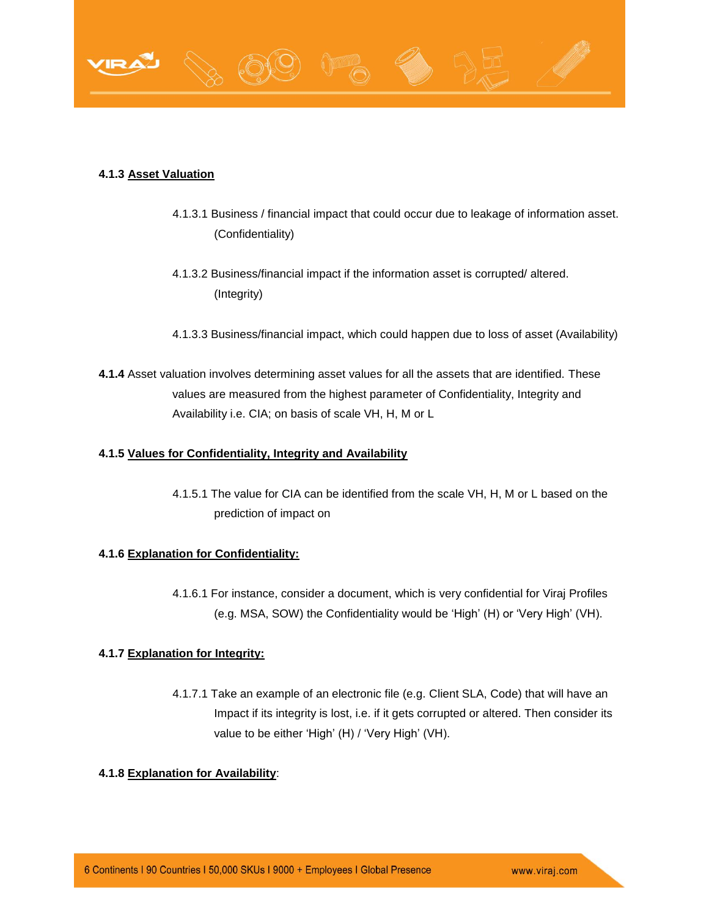**4.1.3 Asset Valuation**

4.1.3.1 Business / financial impact that could occur due to leakage of information asset. (Confidentiality)

4.1.3.2 Business/financial impact if the information asset is corrupted/ altered. (Integrity)

4.1.3.3 Business/financial impact, which could happen due to loss of asset (Availability)

**4.1.4** Asset valuation involves determining asset values for all the assets that are identified. These values are measured from the highest parameter of Confidentiality, Integrity and Availability i.e. CIA; on basis of scale VH, H, M or L

**4.1.5 Values for Confidentiality, Integrity and Availability**

4.1.5.1 The value for CIA can be identified from the scale VH, H, M or L based on the prediction of impact on

**4.1.6 Explanation for Confidentiality:**

4.1.6.1 For instance, consider a document, which is very confidential for Viraj Profiles (e.g. MSA, SOW) the Confidentiality would be 'High' (H) or 'Very High' (VH).

**4.1.7 Explanation for Integrity:**

4.1.7.1 Take an example of an electronic file (e.g. Client SLA, Code) that will have an Impact if its integrity is lost, i.e. if it gets corrupted or altered. Then consider its value to be either 'High' (H) / 'Very High' (VH).

**4.1.8 Explanation for Availability**: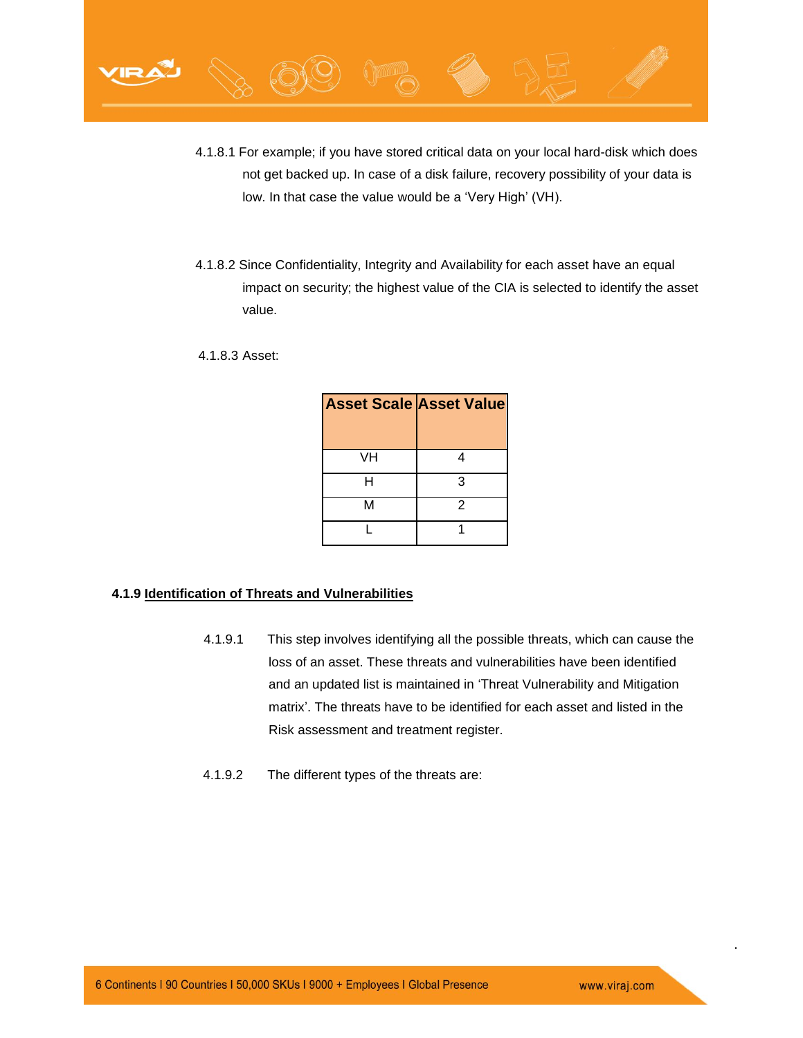4.1.8.1 For example; if you have stored critical data on your local hard-disk which does not get backed up. In case of a disk failure, recovery possibility of your data is low. In that case the value would be a 'Very High' (VH).

4.1.8.2 Since Confidentiality, Integrity and Availability for each asset have an equal impact on security; the highest value of the CIA is selected to identify the asset value.

4.1.8.3 Asset:

| Asset Scale | Asset Value |
|---|---|
| VH | 4 |
| H | 3 |
| M | 2 |
| L | 1 |

**4.1.9 Identification of Threats and Vulnerabilities**

4.1.9.1 This step involves identifying all the possible threats, which can cause the loss of an asset. These threats and vulnerabilities have been identified and an updated list is maintained in 'Threat Vulnerability and Mitigation matrix'. The threats have to be identified for each asset and listed in the Risk assessment and treatment register.

4.1.9.2 The different types of the threats are: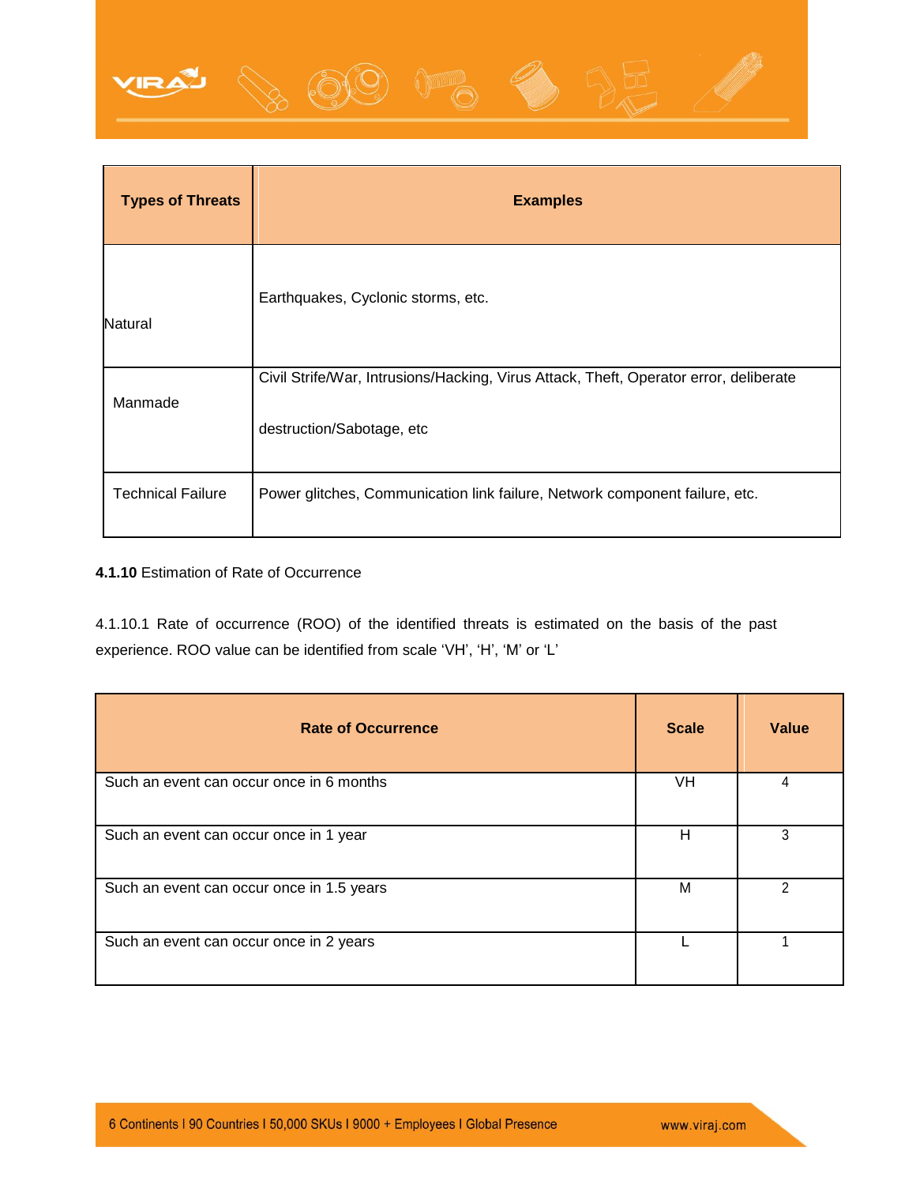| Types of Threats | Examples |
|---|---|
| Natural | Earthquakes, Cyclonic storms, etc. |
| Manmade | Civil Strife/War, Intrusions/Hacking, Virus Attack, Theft, Operator error, deliberate destruction/Sabotage, etc |
| Technical Failure | Power glitches, Communication link failure, Network component failure, etc. |

**4.1.10** Estimation of Rate of Occurrence

4.1.10.1 Rate of occurrence (ROO) of the identified threats is estimated on the basis of the past experience. ROO value can be identified from scale 'VH', 'H', 'M' or 'L'

| Rate of Occurrence | Scale | Value |
|---|---|---|
| Such an event can occur once in 6 months | VH | 4 |
| Such an event can occur once in 1 year | H | 3 |
| Such an event can occur once in 1.5 years | M | 2 |
| Such an event can occur once in 2 years | L | 1 |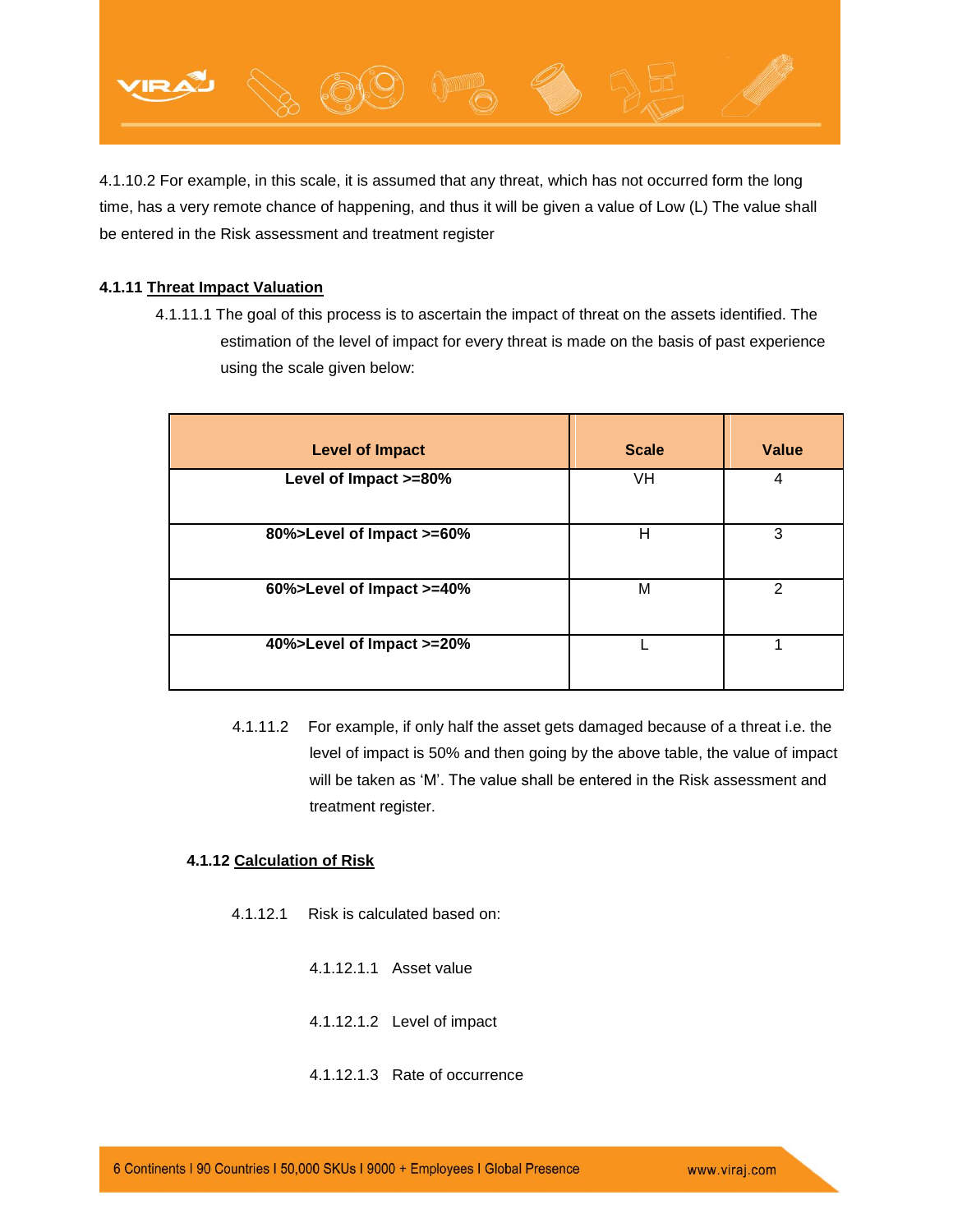4.1.10.2 For example, in this scale, it is assumed that any threat, which has not occurred form the long time, has a very remote chance of happening, and thus it will be given a value of Low (L) The value shall be entered in the Risk assessment and treatment register

#### 4.1.11 Threat Impact Valuation

4.1.11.1 The goal of this process is to ascertain the impact of threat on the assets identified. The estimation of the level of impact for every threat is made on the basis of past experience using the scale given below:

| Level of Impact | Scale | Value |
|---|---|---|
| **Level of Impact >=80%** | VH | 4 |
| **80%>Level of Impact >=60%** | H | 3 |
| **60%>Level of Impact >=40%** | M | 2 |
| **40%>Level of Impact >=20%** | L | 1 |

4.1.11.2 For example, if only half the asset gets damaged because of a threat i.e. the level of impact is 50% and then going by the above table, the value of impact will be taken as 'M'. The value shall be entered in the Risk assessment and treatment register.

#### 4.1.12 Calculation of Risk

4.1.12.1 Risk is calculated based on:

4.1.12.1.1 Asset value

4.1.12.1.2 Level of impact

4.1.12.1.3 Rate of occurrence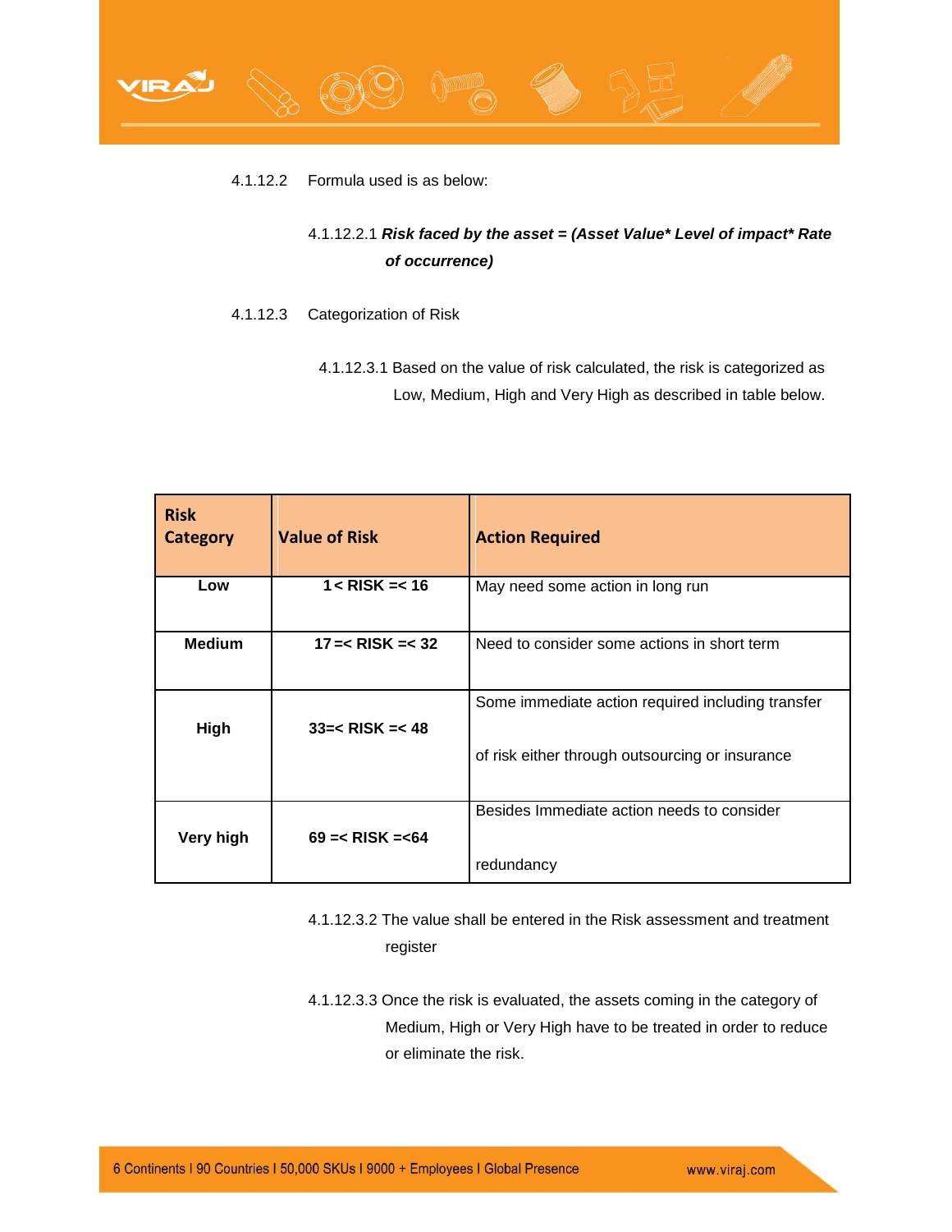4.1.12.2 Formula used is as below:

4.1.12.2.1 ***Risk faced by the asset = (Asset Value* Level of impact* Rate of occurrence)***

4.1.12.3 Categorization of Risk

4.1.12.3.1 Based on the value of risk calculated, the risk is categorized as Low, Medium, High and Very High as described in table below.

| Risk Category | Value of Risk | Action Required |
|---|---|---|
| **Low** | **1 < RISK =< 16** | May need some action in long run |
| **Medium** | **17 =< RISK =< 32** | Need to consider some actions in short term |
| **High** | **33=< RISK =< 48** | Some immediate action required including transfer of risk either through outsourcing or insurance |
| **Very high** | **69 =< RISK =<64** | Besides Immediate action needs to consider redundancy |

4.1.12.3.2 The value shall be entered in the Risk assessment and treatment register

4.1.12.3.3 Once the risk is evaluated, the assets coming in the category of Medium, High or Very High have to be treated in order to reduce or eliminate the risk.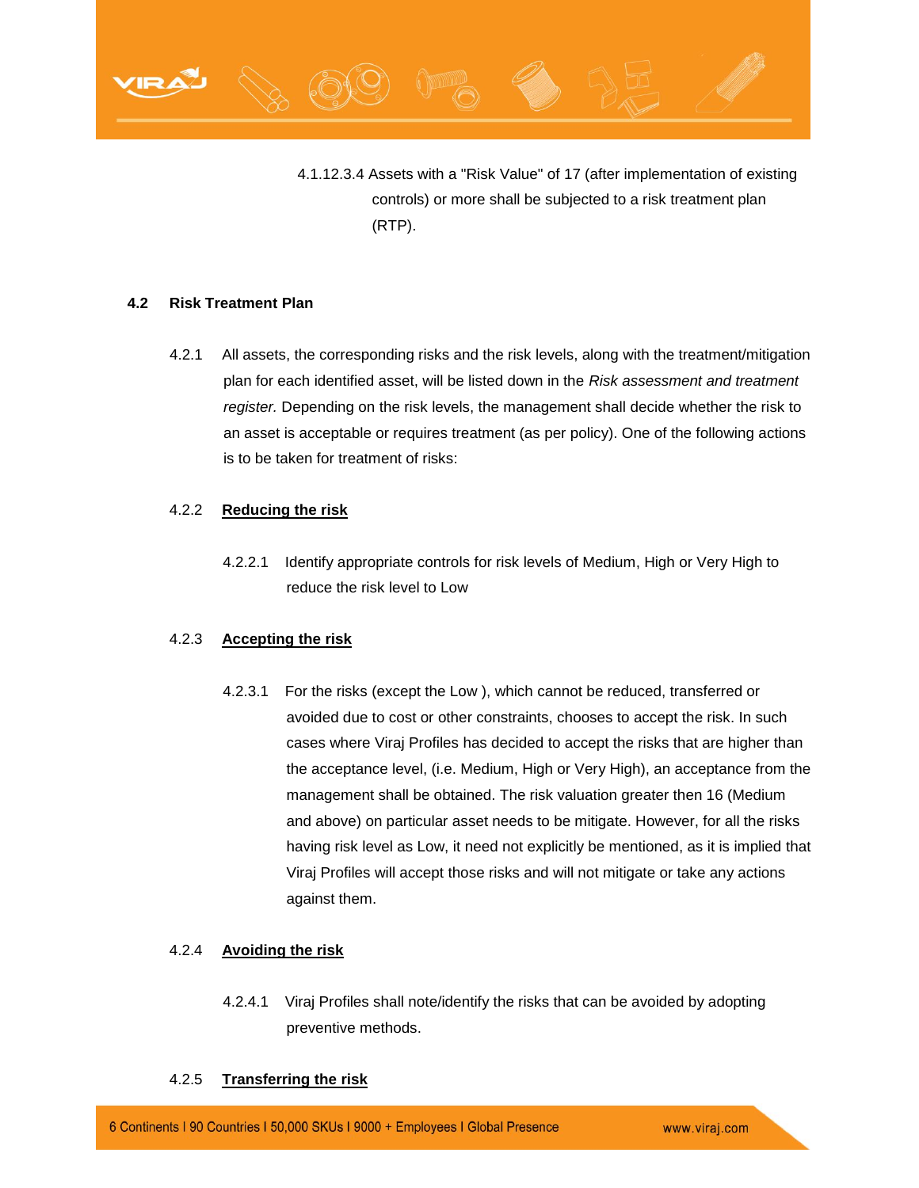4.1.12.3.4 Assets with a "Risk Value" of 17 (after implementation of existing controls) or more shall be subjected to a risk treatment plan (RTP).

## 4.2 Risk Treatment Plan

4.2.1 All assets, the corresponding risks and the risk levels, along with the treatment/mitigation plan for each identified asset, will be listed down in the *Risk assessment and treatment register.* Depending on the risk levels, the management shall decide whether the risk to an asset is acceptable or requires treatment (as per policy). One of the following actions is to be taken for treatment of risks:

### 4.2.2 **Reducing the risk**

4.2.2.1 Identify appropriate controls for risk levels of Medium, High or Very High to reduce the risk level to Low

### 4.2.3 **Accepting the risk**

4.2.3.1 For the risks (except the Low ), which cannot be reduced, transferred or avoided due to cost or other constraints, chooses to accept the risk. In such cases where Viraj Profiles has decided to accept the risks that are higher than the acceptance level, (i.e. Medium, High or Very High), an acceptance from the management shall be obtained. The risk valuation greater then 16 (Medium and above) on particular asset needs to be mitigate. However, for all the risks having risk level as Low, it need not explicitly be mentioned, as it is implied that Viraj Profiles will accept those risks and will not mitigate or take any actions against them.

### 4.2.4 **Avoiding the risk**

4.2.4.1 Viraj Profiles shall note/identify the risks that can be avoided by adopting preventive methods.

### 4.2.5 **Transferring the risk**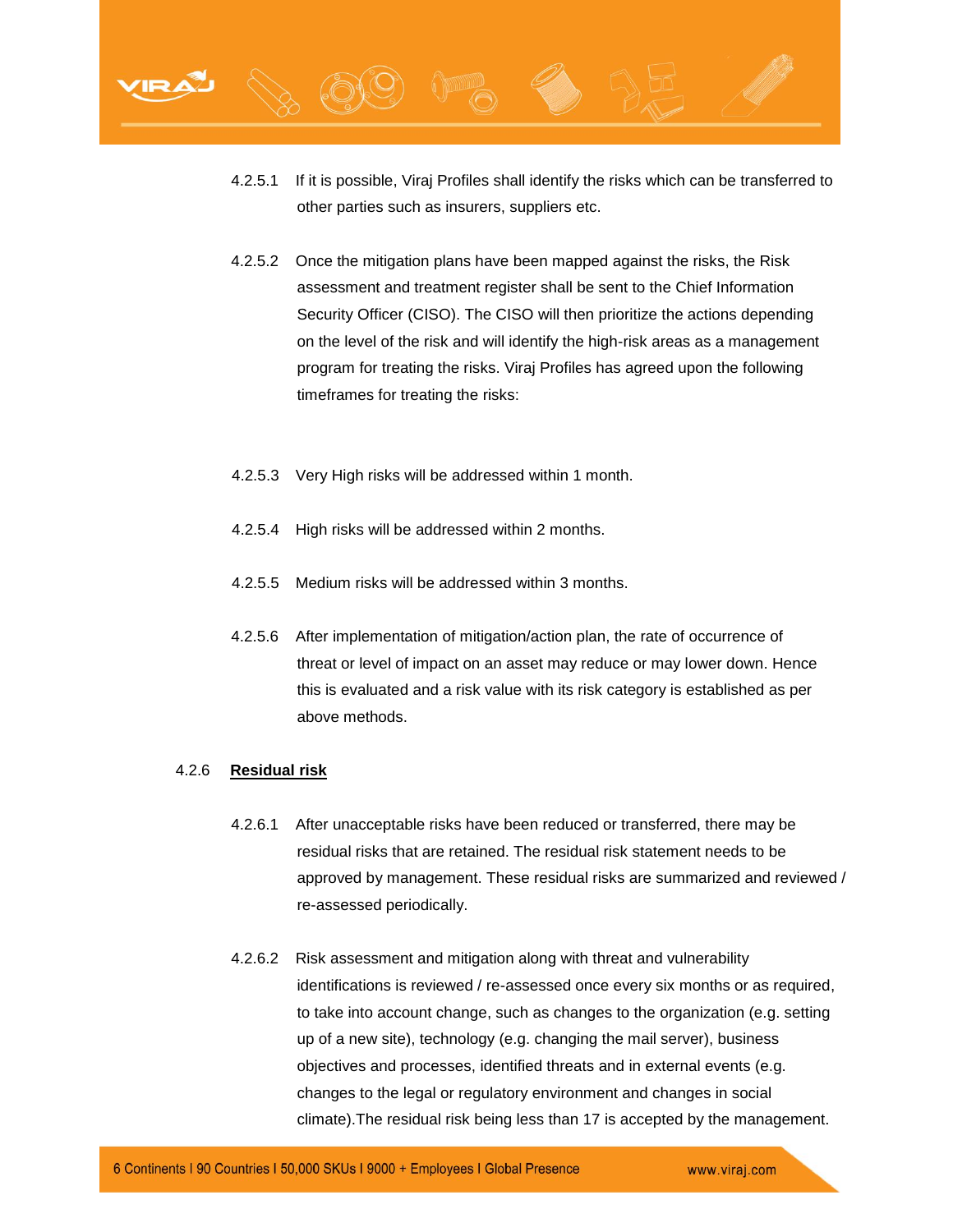4.2.5.1 If it is possible, Viraj Profiles shall identify the risks which can be transferred to other parties such as insurers, suppliers etc.

4.2.5.2 Once the mitigation plans have been mapped against the risks, the Risk assessment and treatment register shall be sent to the Chief Information Security Officer (CISO). The CISO will then prioritize the actions depending on the level of the risk and will identify the high-risk areas as a management program for treating the risks. Viraj Profiles has agreed upon the following timeframes for treating the risks:

4.2.5.3 Very High risks will be addressed within 1 month.

4.2.5.4 High risks will be addressed within 2 months.

4.2.5.5 Medium risks will be addressed within 3 months.

4.2.5.6 After implementation of mitigation/action plan, the rate of occurrence of threat or level of impact on an asset may reduce or may lower down. Hence this is evaluated and a risk value with its risk category is established as per above methods.

### 4.2.6 <u>**Residual risk**</u>

4.2.6.1 After unacceptable risks have been reduced or transferred, there may be residual risks that are retained. The residual risk statement needs to be approved by management. These residual risks are summarized and reviewed / re-assessed periodically.

4.2.6.2 Risk assessment and mitigation along with threat and vulnerability identifications is reviewed / re-assessed once every six months or as required, to take into account change, such as changes to the organization (e.g. setting up of a new site), technology (e.g. changing the mail server), business objectives and processes, identified threats and in external events (e.g. changes to the legal or regulatory environment and changes in social climate).The residual risk being less than 17 is accepted by the management.